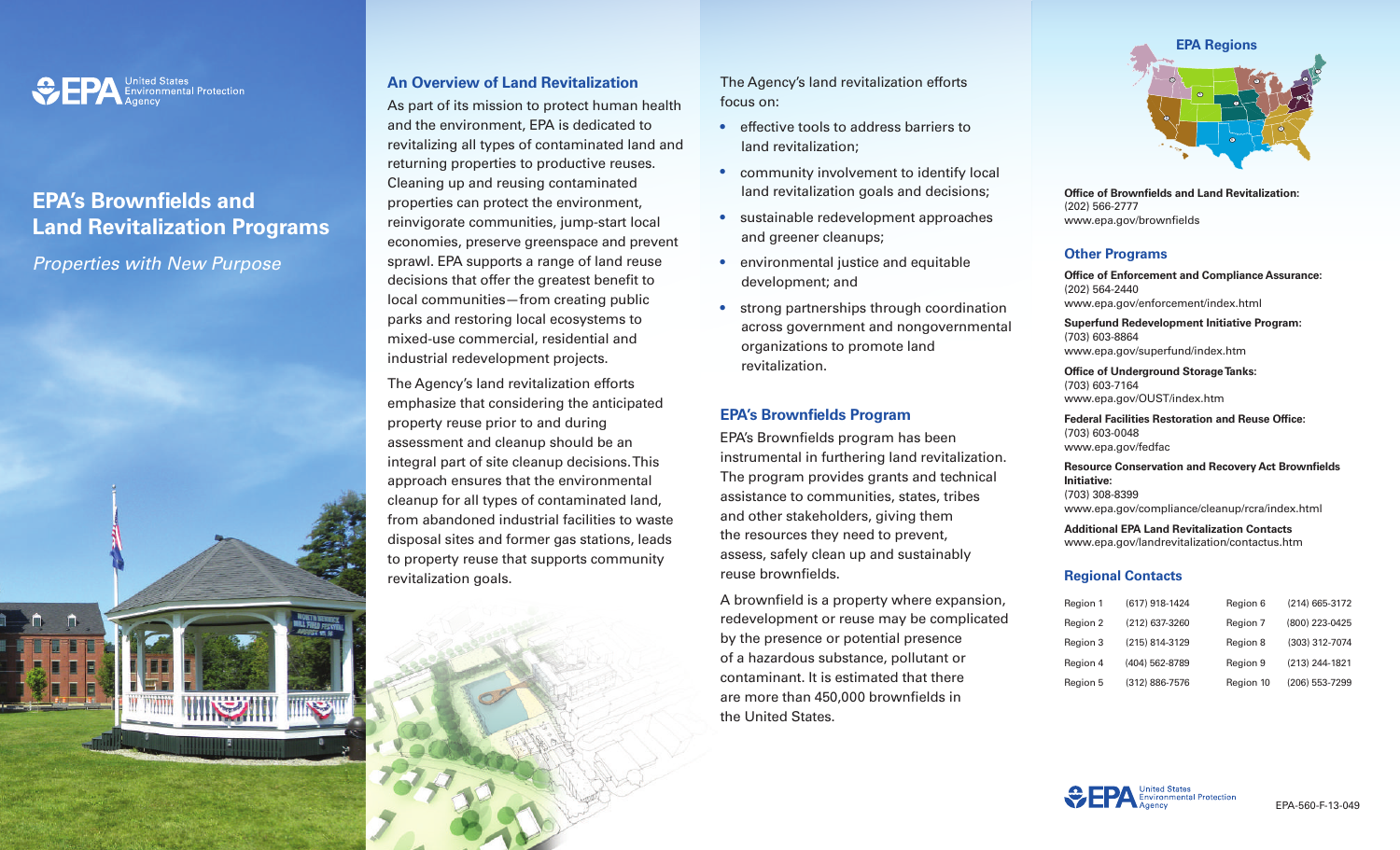United States Environmental Protection Agency

# EPA's Brownfields and Land Revitalization Programs

*Properties with New Purpose*

## An Overview of Land Revitalization

As part of its mission to protect human health and the environment, EPA is dedicated to revitalizing all types of contaminated land and returning properties to productive reuses. Cleaning up and reusing contaminated properties can protect the environment, reinvigorate communities, jump-start local economies, preserve greenspace and prevent sprawl. EPA supports a range of land reuse decisions that offer the greatest benefit to local communities—from creating public parks and restoring local ecosystems to mixed-use commercial, residential and industrial redevelopment projects.

The Agency's land revitalization efforts emphasize that considering the anticipated property reuse prior to and during assessment and cleanup should be an integral part of site cleanup decisions. This approach ensures that the environmental cleanup for all types of contaminated land, from abandoned industrial facilities to waste disposal sites and former gas stations, leads to property reuse that supports community revitalization goals.

The Agency's land revitalization efforts focus on:

- effective tools to address barriers to land revitalization;
- community involvement to identify local land revitalization goals and decisions;
- sustainable redevelopment approaches and greener cleanups;
- environmental justice and equitable development; and
- strong partnerships through coordination across government and nongovernmental organizations to promote land revitalization.

## EPA's Brownfields Program

EPA's Brownfields program has been instrumental in furthering land revitalization. The program provides grants and technical assistance to communities, states, tribes and other stakeholders, giving them the resources they need to prevent, assess, safely clean up and sustainably reuse brownfields.

A brownfield is a property where expansion, redevelopment or reuse may be complicated by the presence or potential presence of a hazardous substance, pollutant or contaminant. It is estimated that there are more than 450,000 brownfields in the United States.

### EPA Regions

**Office of Brownfields and Land Revitalization:**
(202) 566-2777
www.epa.gov/brownfields

### Other Programs

**Office of Enforcement and Compliance Assurance:**
(202) 564-2440
www.epa.gov/enforcement/index.html

**Superfund Redevelopment Initiative Program:**
(703) 603-8864
www.epa.gov/superfund/index.htm

**Office of Underground Storage Tanks:**
(703) 603-7164
www.epa.gov/OUST/index.htm

**Federal Facilities Restoration and Reuse Office:**
(703) 603-0048
www.epa.gov/fedfac

**Resource Conservation and Recovery Act Brownfields Initiative:**
(703) 308-8399
www.epa.gov/compliance/cleanup/rcra/index.html

**Additional EPA Land Revitalization Contacts**
www.epa.gov/landrevitalization/contactus.htm

### Regional Contacts

| Region | Phone | Region | Phone |
|---|---|---|---|
| Region 1 | (617) 918-1424 | Region 6 | (214) 665-3172 |
| Region 2 | (212) 637-3260 | Region 7 | (800) 223-0425 |
| Region 3 | (215) 814-3129 | Region 8 | (303) 312-7074 |
| Region 4 | (404) 562-8789 | Region 9 | (213) 244-1821 |
| Region 5 | (312) 886-7576 | Region 10 | (206) 553-7299 |

United States Environmental Protection Agency

EPA-560-F-13-049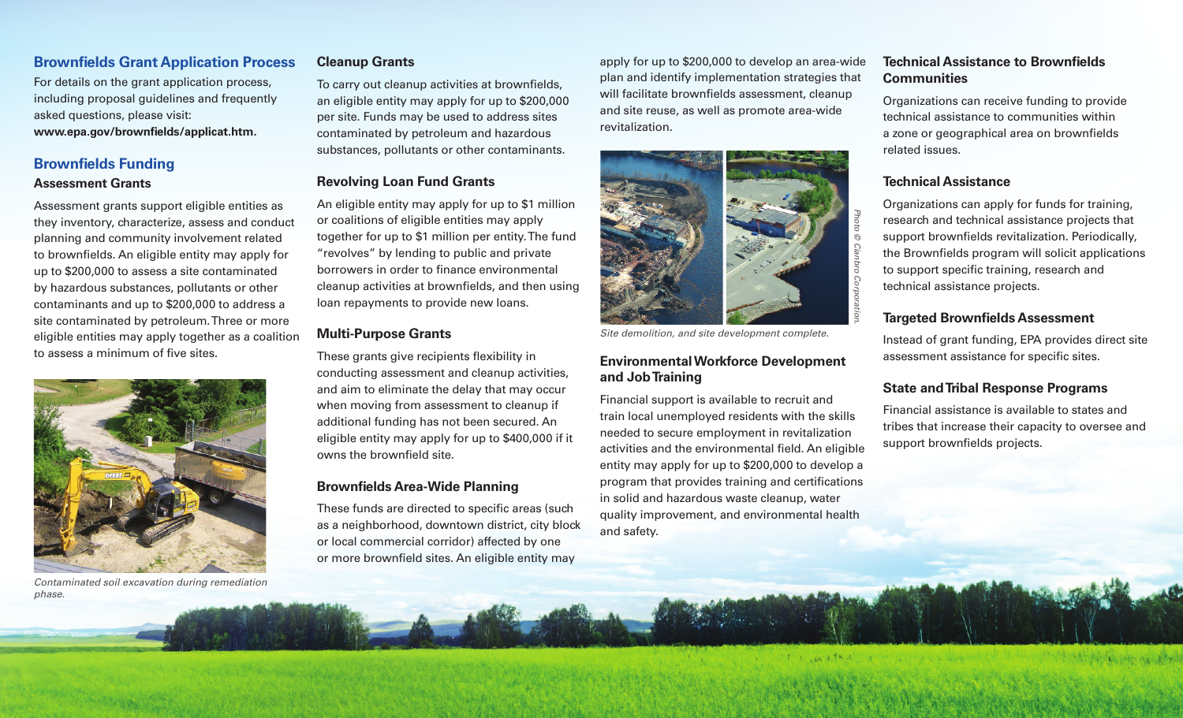## Brownfields Grant Application Process

For details on the grant application process, including proposal guidelines and frequently asked questions, please visit: **www.epa.gov/brownfields/applicat.htm**.

## Brownfields Funding

### Assessment Grants

Assessment grants support eligible entities as they inventory, characterize, assess and conduct planning and community involvement related to brownfields. An eligible entity may apply for up to $200,000 to assess a site contaminated by hazardous substances, pollutants or other contaminants and up to $200,000 to address a site contaminated by petroleum. Three or more eligible entities may apply together as a coalition to assess a minimum of five sites.

*Contaminated soil excavation during remediation phase.*

### Cleanup Grants

To carry out cleanup activities at brownfields, an eligible entity may apply for up to $200,000 per site. Funds may be used to address sites contaminated by petroleum and hazardous substances, pollutants or other contaminants.

### Revolving Loan Fund Grants

An eligible entity may apply for up to $1 million or coalitions of eligible entities may apply together for up to $1 million per entity. The fund "revolves" by lending to public and private borrowers in order to finance environmental cleanup activities at brownfields, and then using loan repayments to provide new loans.

### Multi-Purpose Grants

These grants give recipients flexibility in conducting assessment and cleanup activities, and aim to eliminate the delay that may occur when moving from assessment to cleanup if additional funding has not been secured. An eligible entity may apply for up to $400,000 if it owns the brownfield site.

### Brownfields Area-Wide Planning

These funds are directed to specific areas (such as a neighborhood, downtown district, city block or local commercial corridor) affected by one or more brownfield sites. An eligible entity may apply for up to $200,000 to develop an area-wide plan and identify implementation strategies that will facilitate brownfields assessment, cleanup and site reuse, as well as promote area-wide revitalization.

*Site demolition, and site development complete.*

Photo © Cianbro Corporation.

### Environmental Workforce Development and Job Training

Financial support is available to recruit and train local unemployed residents with the skills needed to secure employment in revitalization activities and the environmental field. An eligible entity may apply for up to $200,000 to develop a program that provides training and certifications in solid and hazardous waste cleanup, water quality improvement, and environmental health and safety.

### Technical Assistance to Brownfields Communities

Organizations can receive funding to provide technical assistance to communities within a zone or geographical area on brownfields related issues.

### Technical Assistance

Organizations can apply for funds for training, research and technical assistance projects that support brownfields revitalization. Periodically, the Brownfields program will solicit applications to support specific training, research and technical assistance projects.

### Targeted Brownfields Assessment

Instead of grant funding, EPA provides direct site assessment assistance for specific sites.

### State and Tribal Response Programs

Financial assistance is available to states and tribes that increase their capacity to oversee and support brownfields projects.